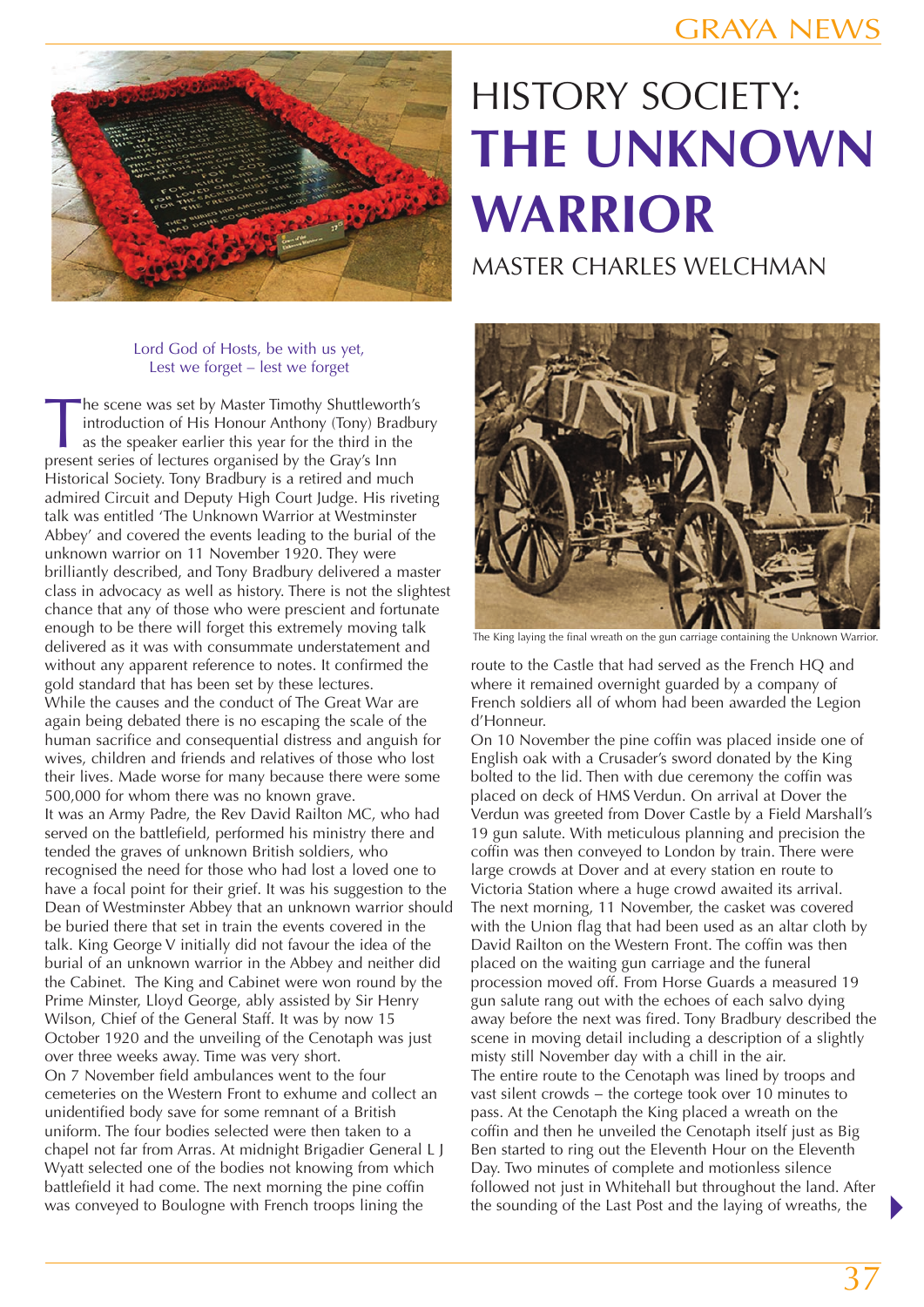# HISTORY SOCIETY: **THE UNKNOWN WARRIOR**

## MASTER CHARLES WELCHMAN

Lord God of Hosts, be with us yet,
Lest we forget – lest we forget

The scene was set by Master Timothy Shuttleworth's introduction of His Honour Anthony (Tony) Bradbury as the speaker earlier this year for the third in the present series of lectures organised by the Gray's Inn Historical Society. Tony Bradbury is a retired and much admired Circuit and Deputy High Court Judge. His riveting talk was entitled 'The Unknown Warrior at Westminster Abbey' and covered the events leading to the burial of the unknown warrior on 11 November 1920. They were brilliantly described, and Tony Bradbury delivered a master class in advocacy as well as history. There is not the slightest chance that any of those who were prescient and fortunate enough to be there will forget this extremely moving talk delivered as it was with consummate understatement and without any apparent reference to notes. It confirmed the gold standard that has been set by these lectures.

While the causes and the conduct of The Great War are again being debated there is no escaping the scale of the human sacrifice and consequential distress and anguish for wives, children and friends and relatives of those who lost their lives. Made worse for many because there were some 500,000 for whom there was no known grave.

It was an Army Padre, the Rev David Railton MC, who had served on the battlefield, performed his ministry there and tended the graves of unknown British soldiers, who recognised the need for those who had lost a loved one to have a focal point for their grief. It was his suggestion to the Dean of Westminster Abbey that an unknown warrior should be buried there that set in train the events covered in the talk. King George V initially did not favour the idea of the burial of an unknown warrior in the Abbey and neither did the Cabinet. The King and Cabinet were won round by the Prime Minster, Lloyd George, ably assisted by Sir Henry Wilson, Chief of the General Staff. It was by now 15 October 1920 and the unveiling of the Cenotaph was just over three weeks away. Time was very short.

On 7 November field ambulances went to the four cemeteries on the Western Front to exhume and collect an unidentified body save for some remnant of a British uniform. The four bodies selected were then taken to a chapel not far from Arras. At midnight Brigadier General L J Wyatt selected one of the bodies not knowing from which battlefield it had come. The next morning the pine coffin was conveyed to Boulogne with French troops lining the route to the Castle that had served as the French HQ and where it remained overnight guarded by a company of French soldiers all of whom had been awarded the Legion d'Honneur.

The King laying the final wreath on the gun carriage containing the Unknown Warrior.

On 10 November the pine coffin was placed inside one of English oak with a Crusader's sword donated by the King bolted to the lid. Then with due ceremony the coffin was placed on deck of HMS Verdun. On arrival at Dover the Verdun was greeted from Dover Castle by a Field Marshall's 19 gun salute. With meticulous planning and precision the coffin was then conveyed to London by train. There were large crowds at Dover and at every station en route to Victoria Station where a huge crowd awaited its arrival.

The next morning, 11 November, the casket was covered with the Union flag that had been used as an altar cloth by David Railton on the Western Front. The coffin was then placed on the waiting gun carriage and the funeral procession moved off. From Horse Guards a measured 19 gun salute rang out with the echoes of each salvo dying away before the next was fired. Tony Bradbury described the scene in moving detail including a description of a slightly misty still November day with a chill in the air.

The entire route to the Cenotaph was lined by troops and vast silent crowds – the cortege took over 10 minutes to pass. At the Cenotaph the King placed a wreath on the coffin and then he unveiled the Cenotaph itself just as Big Ben started to ring out the Eleventh Hour on the Eleventh Day. Two minutes of complete and motionless silence followed not just in Whitehall but throughout the land. After the sounding of the Last Post and the laying of wreaths, the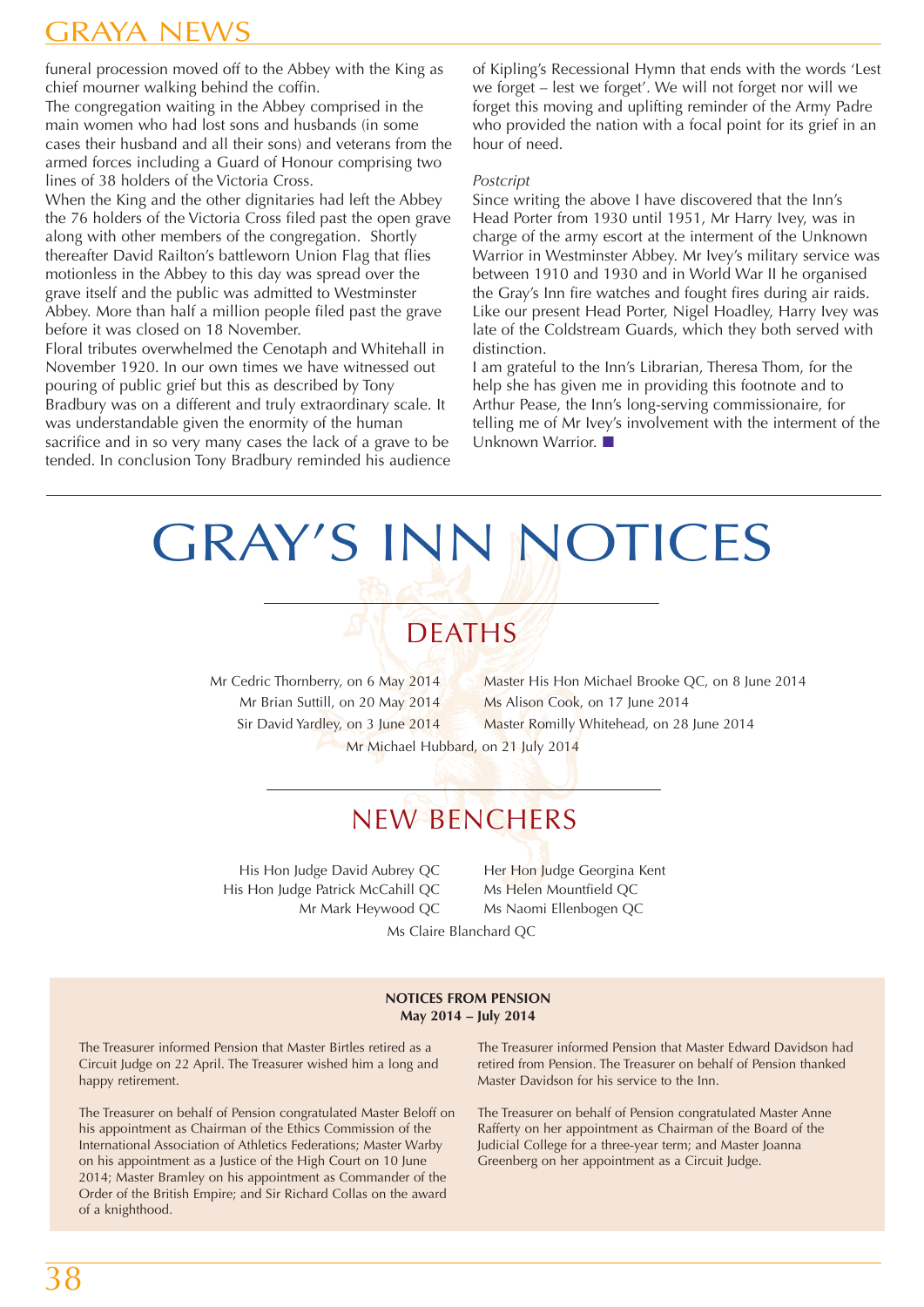funeral procession moved off to the Abbey with the King as chief mourner walking behind the coffin.

The congregation waiting in the Abbey comprised in the main women who had lost sons and husbands (in some cases their husband and all their sons) and veterans from the armed forces including a Guard of Honour comprising two lines of 38 holders of the Victoria Cross.

When the King and the other dignitaries had left the Abbey the 76 holders of the Victoria Cross filed past the open grave along with other members of the congregation. Shortly thereafter David Railton's battleworn Union Flag that flies motionless in the Abbey to this day was spread over the grave itself and the public was admitted to Westminster Abbey. More than half a million people filed past the grave before it was closed on 18 November.

Floral tributes overwhelmed the Cenotaph and Whitehall in November 1920. In our own times we have witnessed out pouring of public grief but this as described by Tony Bradbury was on a different and truly extraordinary scale. It was understandable given the enormity of the human sacrifice and in so very many cases the lack of a grave to be tended. In conclusion Tony Bradbury reminded his audience of Kipling's Recessional Hymn that ends with the words 'Lest we forget – lest we forget'. We will not forget nor will we forget this moving and uplifting reminder of the Army Padre who provided the nation with a focal point for its grief in an hour of need.

*Postcript*

Since writing the above I have discovered that the Inn's Head Porter from 1930 until 1951, Mr Harry Ivey, was in charge of the army escort at the interment of the Unknown Warrior in Westminster Abbey. Mr Ivey's military service was between 1910 and 1930 and in World War II he organised the Gray's Inn fire watches and fought fires during air raids. Like our present Head Porter, Nigel Hoadley, Harry Ivey was late of the Coldstream Guards, which they both served with distinction.

I am grateful to the Inn's Librarian, Theresa Thom, for the help she has given me in providing this footnote and to Arthur Pease, the Inn's long-serving commissionaire, for telling me of Mr Ivey's involvement with the interment of the Unknown Warrior. ■

# GRAY'S INN NOTICES

## DEATHS

Mr Cedric Thornberry, on 6 May 2014
Mr Brian Suttill, on 20 May 2014
Sir David Yardley, on 3 June 2014
Master His Hon Michael Brooke QC, on 8 June 2014
Ms Alison Cook, on 17 June 2014
Master Romilly Whitehead, on 28 June 2014
Mr Michael Hubbard, on 21 July 2014

## NEW BENCHERS

His Hon Judge David Aubrey QC
His Hon Judge Patrick McCahill QC
Mr Mark Heywood QC
Her Hon Judge Georgina Kent
Ms Helen Mountfield QC
Ms Naomi Ellenbogen QC
Ms Claire Blanchard QC

### NOTICES FROM PENSION
**May 2014 – July 2014**

The Treasurer informed Pension that Master Birtles retired as a Circuit Judge on 22 April. The Treasurer wished him a long and happy retirement.

The Treasurer on behalf of Pension congratulated Master Beloff on his appointment as Chairman of the Ethics Commission of the International Association of Athletics Federations; Master Warby on his appointment as a Justice of the High Court on 10 June 2014; Master Bramley on his appointment as Commander of the Order of the British Empire; and Sir Richard Collas on the award of a knighthood.

The Treasurer informed Pension that Master Edward Davidson had retired from Pension. The Treasurer on behalf of Pension thanked Master Davidson for his service to the Inn.

The Treasurer on behalf of Pension congratulated Master Anne Rafferty on her appointment as Chairman of the Board of the Judicial College for a three-year term; and Master Joanna Greenberg on her appointment as a Circuit Judge.